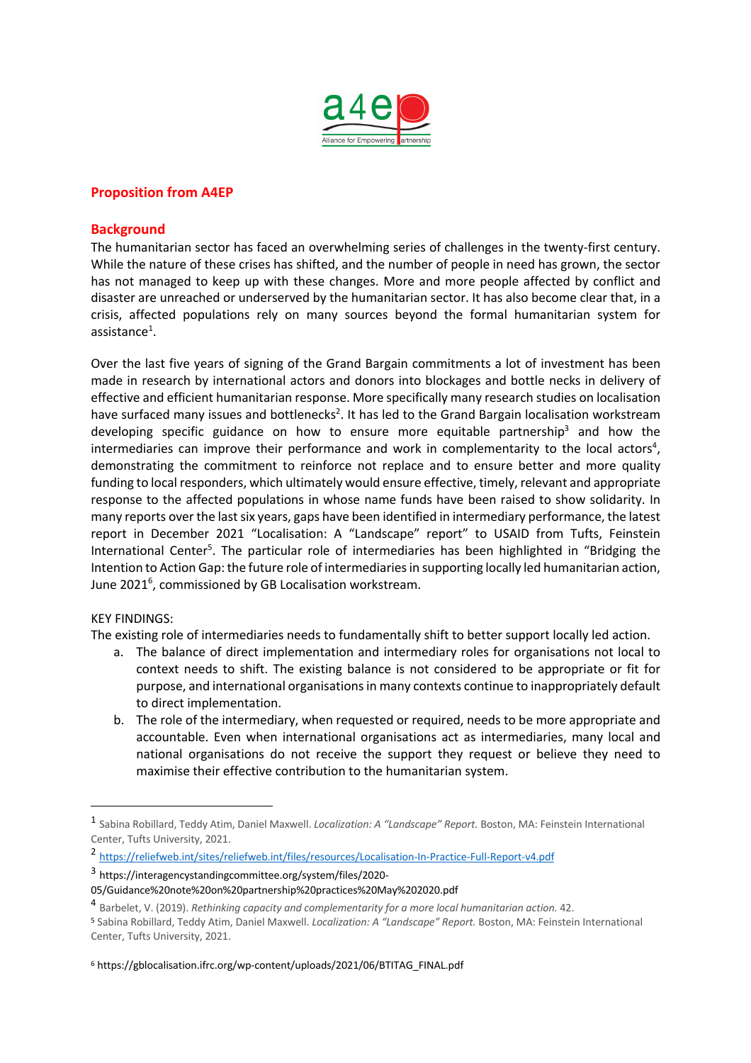a4ep

Alliance for Empowering Partnership

## Proposition from A4EP

## Background

The humanitarian sector has faced an overwhelming series of challenges in the twenty-first century. While the nature of these crises has shifted, and the number of people in need has grown, the sector has not managed to keep up with these changes. More and more people affected by conflict and disaster are unreached or underserved by the humanitarian sector. It has also become clear that, in a crisis, affected populations rely on many sources beyond the formal humanitarian system for assistance[1].

Over the last five years of signing of the Grand Bargain commitments a lot of investment has been made in research by international actors and donors into blockages and bottle necks in delivery of effective and efficient humanitarian response. More specifically many research studies on localisation have surfaced many issues and bottlenecks[2]. It has led to the Grand Bargain localisation workstream developing specific guidance on how to ensure more equitable partnership[3] and how the intermediaries can improve their performance and work in complementarity to the local actors[4], demonstrating the commitment to reinforce not replace and to ensure better and more quality funding to local responders, which ultimately would ensure effective, timely, relevant and appropriate response to the affected populations in whose name funds have been raised to show solidarity. In many reports over the last six years, gaps have been identified in intermediary performance, the latest report in December 2021 "Localisation: A "Landscape" report" to USAID from Tufts, Feinstein International Center[5]. The particular role of intermediaries has been highlighted in "Bridging the Intention to Action Gap: the future role of intermediaries in supporting locally led humanitarian action, June 2021[6], commissioned by GB Localisation workstream.

KEY FINDINGS:

The existing role of intermediaries needs to fundamentally shift to better support locally led action.

a. The balance of direct implementation and intermediary roles for organisations not local to context needs to shift. The existing balance is not considered to be appropriate or fit for purpose, and international organisations in many contexts continue to inappropriately default to direct implementation.
b. The role of the intermediary, when requested or required, needs to be more appropriate and accountable. Even when international organisations act as intermediaries, many local and national organisations do not receive the support they request or believe they need to maximise their effective contribution to the humanitarian system.

---

[1] Sabina Robillard, Teddy Atim, Daniel Maxwell. *Localization: A "Landscape" Report.* Boston, MA: Feinstein International Center, Tufts University, 2021.

[2] https://reliefweb.int/sites/reliefweb.int/files/resources/Localisation-In-Practice-Full-Report-v4.pdf

[3] https://interagencystandingcommittee.org/system/files/2020-05/Guidance%20note%20on%20partnership%20practices%20May%202020.pdf

[4] Barbelet, V. (2019). *Rethinking capacity and complementarity for a more local humanitarian action.* 42.

[5] Sabina Robillard, Teddy Atim, Daniel Maxwell. *Localization: A "Landscape" Report.* Boston, MA: Feinstein International Center, Tufts University, 2021.

[6] https://gblocalisation.ifrc.org/wp-content/uploads/2021/06/BTITAG_FINAL.pdf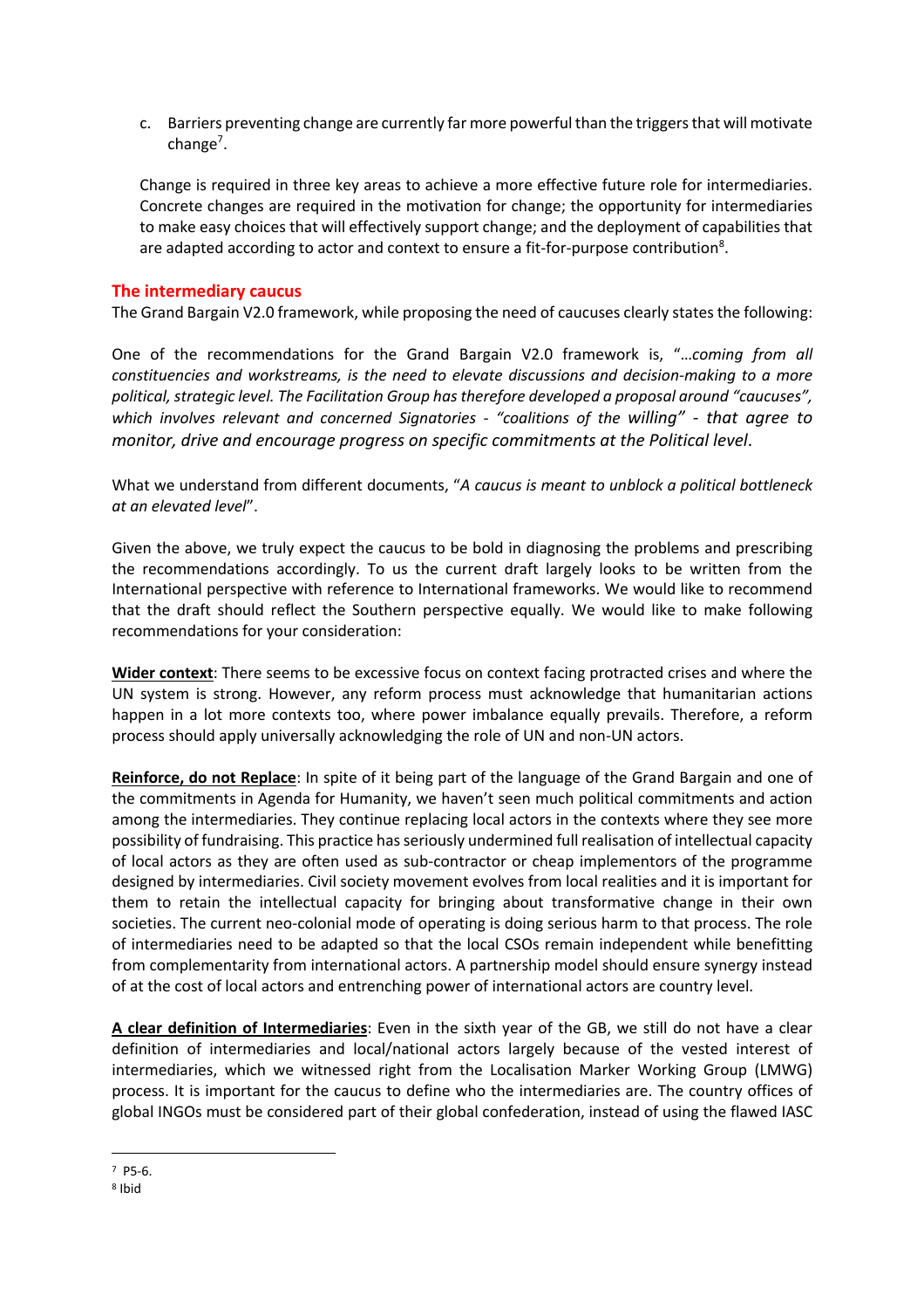c. Barriers preventing change are currently far more powerful than the triggers that will motivate change[7].

Change is required in three key areas to achieve a more effective future role for intermediaries. Concrete changes are required in the motivation for change; the opportunity for intermediaries to make easy choices that will effectively support change; and the deployment of capabilities that are adapted according to actor and context to ensure a fit-for-purpose contribution[8].

## The intermediary caucus

The Grand Bargain V2.0 framework, while proposing the need of caucuses clearly states the following:

One of the recommendations for the Grand Bargain V2.0 framework is, "*…coming from all constituencies and workstreams, is the need to elevate discussions and decision-making to a more political, strategic level. The Facilitation Group has therefore developed a proposal around "caucuses", which involves relevant and concerned Signatories - "coalitions of the willing" - that agree to monitor, drive and encourage progress on specific commitments at the Political level*.

What we understand from different documents, "*A caucus is meant to unblock a political bottleneck at an elevated level*".

Given the above, we truly expect the caucus to be bold in diagnosing the problems and prescribing the recommendations accordingly. To us the current draft largely looks to be written from the International perspective with reference to International frameworks. We would like to recommend that the draft should reflect the Southern perspective equally. We would like to make following recommendations for your consideration:

**Wider context**: There seems to be excessive focus on context facing protracted crises and where the UN system is strong. However, any reform process must acknowledge that humanitarian actions happen in a lot more contexts too, where power imbalance equally prevails. Therefore, a reform process should apply universally acknowledging the role of UN and non-UN actors.

**Reinforce, do not Replace**: In spite of it being part of the language of the Grand Bargain and one of the commitments in Agenda for Humanity, we haven't seen much political commitments and action among the intermediaries. They continue replacing local actors in the contexts where they see more possibility of fundraising. This practice has seriously undermined full realisation of intellectual capacity of local actors as they are often used as sub-contractor or cheap implementors of the programme designed by intermediaries. Civil society movement evolves from local realities and it is important for them to retain the intellectual capacity for bringing about transformative change in their own societies. The current neo-colonial mode of operating is doing serious harm to that process. The role of intermediaries need to be adapted so that the local CSOs remain independent while benefitting from complementarity from international actors. A partnership model should ensure synergy instead of at the cost of local actors and entrenching power of international actors are country level.

**A clear definition of Intermediaries**: Even in the sixth year of the GB, we still do not have a clear definition of intermediaries and local/national actors largely because of the vested interest of intermediaries, which we witnessed right from the Localisation Marker Working Group (LMWG) process. It is important for the caucus to define who the intermediaries are. The country offices of global INGOs must be considered part of their global confederation, instead of using the flawed IASC

[7] P5-6.

[8] Ibid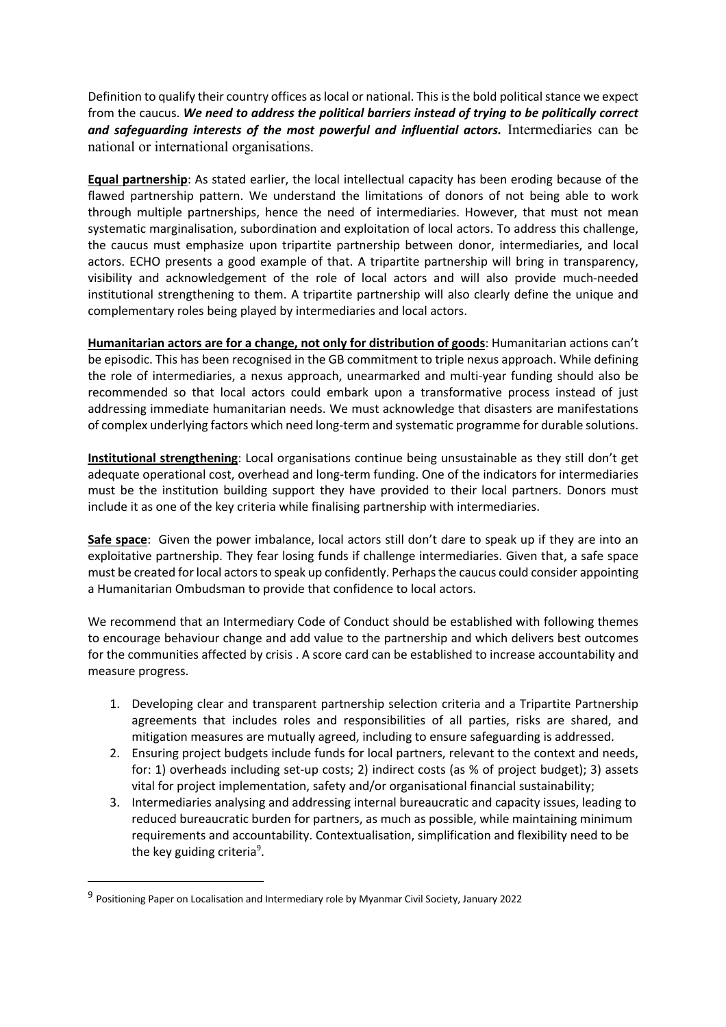Definition to qualify their country offices as local or national. This is the bold political stance we expect from the caucus. ***We need to address the political barriers instead of trying to be politically correct and safeguarding interests of the most powerful and influential actors.*** Intermediaries can be national or international organisations.

**Equal partnership**: As stated earlier, the local intellectual capacity has been eroding because of the flawed partnership pattern. We understand the limitations of donors of not being able to work through multiple partnerships, hence the need of intermediaries. However, that must not mean systematic marginalisation, subordination and exploitation of local actors. To address this challenge, the caucus must emphasize upon tripartite partnership between donor, intermediaries, and local actors. ECHO presents a good example of that. A tripartite partnership will bring in transparency, visibility and acknowledgement of the role of local actors and will also provide much-needed institutional strengthening to them. A tripartite partnership will also clearly define the unique and complementary roles being played by intermediaries and local actors.

**Humanitarian actors are for a change, not only for distribution of goods**: Humanitarian actions can't be episodic. This has been recognised in the GB commitment to triple nexus approach. While defining the role of intermediaries, a nexus approach, unearmarked and multi-year funding should also be recommended so that local actors could embark upon a transformative process instead of just addressing immediate humanitarian needs. We must acknowledge that disasters are manifestations of complex underlying factors which need long-term and systematic programme for durable solutions.

**Institutional strengthening**: Local organisations continue being unsustainable as they still don't get adequate operational cost, overhead and long-term funding. One of the indicators for intermediaries must be the institution building support they have provided to their local partners. Donors must include it as one of the key criteria while finalising partnership with intermediaries.

**Safe space**: Given the power imbalance, local actors still don't dare to speak up if they are into an exploitative partnership. They fear losing funds if challenge intermediaries. Given that, a safe space must be created for local actors to speak up confidently. Perhaps the caucus could consider appointing a Humanitarian Ombudsman to provide that confidence to local actors.

We recommend that an Intermediary Code of Conduct should be established with following themes to encourage behaviour change and add value to the partnership and which delivers best outcomes for the communities affected by crisis . A score card can be established to increase accountability and measure progress.

1. Developing clear and transparent partnership selection criteria and a Tripartite Partnership agreements that includes roles and responsibilities of all parties, risks are shared, and mitigation measures are mutually agreed, including to ensure safeguarding is addressed.
2. Ensuring project budgets include funds for local partners, relevant to the context and needs, for: 1) overheads including set-up costs; 2) indirect costs (as % of project budget); 3) assets vital for project implementation, safety and/or organisational financial sustainability;
3. Intermediaries analysing and addressing internal bureaucratic and capacity issues, leading to reduced bureaucratic burden for partners, as much as possible, while maintaining minimum requirements and accountability. Contextualisation, simplification and flexibility need to be the key guiding criteria[9].

[9] Positioning Paper on Localisation and Intermediary role by Myanmar Civil Society, January 2022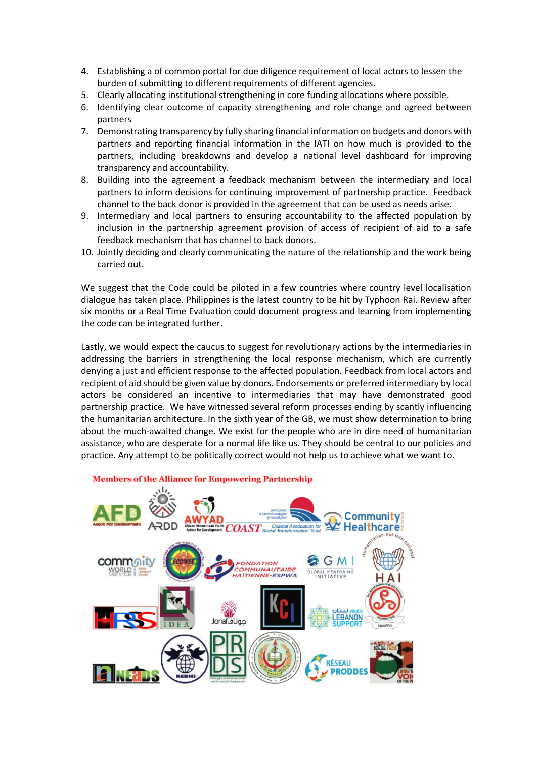4. Establishing a of common portal for due diligence requirement of local actors to lessen the burden of submitting to different requirements of different agencies.
5. Clearly allocating institutional strengthening in core funding allocations where possible.
6. Identifying clear outcome of capacity strengthening and role change and agreed between partners
7. Demonstrating transparency by fully sharing financial information on budgets and donors with partners and reporting financial information in the IATI on how much is provided to the partners, including breakdowns and develop a national level dashboard for improving transparency and accountability.
8. Building into the agreement a feedback mechanism between the intermediary and local partners to inform decisions for continuing improvement of partnership practice. Feedback channel to the back donor is provided in the agreement that can be used as needs arise.
9. Intermediary and local partners to ensuring accountability to the affected population by inclusion in the partnership agreement provision of access of recipient of aid to a safe feedback mechanism that has channel to back donors.
10. Jointly deciding and clearly communicating the nature of the relationship and the work being carried out.

We suggest that the Code could be piloted in a few countries where country level localisation dialogue has taken place. Philippines is the latest country to be hit by Typhoon Rai. Review after six months or a Real Time Evaluation could document progress and learning from implementing the code can be integrated further.

Lastly, we would expect the caucus to suggest for revolutionary actions by the intermediaries in addressing the barriers in strengthening the local response mechanism, which are currently denying a just and efficient response to the affected population. Feedback from local actors and recipient of aid should be given value by donors. Endorsements or preferred intermediary by local actors be considered an incentive to intermediaries that may have demonstrated good partnership practice. We have witnessed several reform processes ending by scantly influencing the humanitarian architecture. In the sixth year of the GB, we must show determination to bring about the much-awaited change. We exist for the people who are in dire need of humanitarian assistance, who are desperate for a normal life like us. They should be central to our policies and practice. Any attempt to be politically correct would not help us to achieve what we want to.

**Members of the Alliance for Empowering Partnership**

AFD Action For Development · ARDD · AWYAD African Women and Youth Action for Development · COAST Coastal Association for Social Transformation Trust · Community Healthcare · community world service asia · ECOWEB · FONDATION COMMUNAUTAIRE HAITIENNE-ESPWA · GMI Global Mentoring Initiative · HAI Humanitarian Aid International · HRSS · IDEA · Jonaf جوناف · KCI · دعم لبنان LEBANON SUPPORT · MANEPO · NEADS · REBHI · PRDS · RÉSEAU PRODDES · LISTEN TO VOICES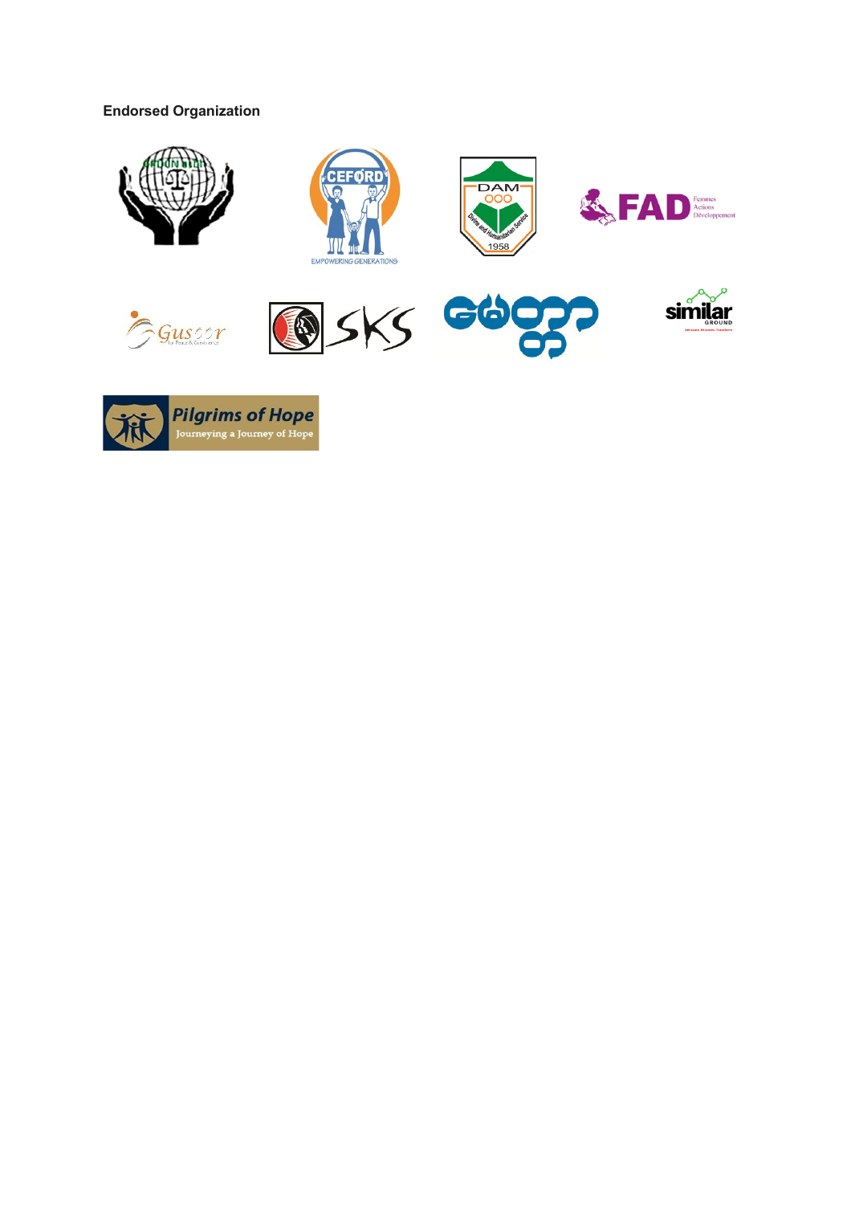**Endorsed Organization**